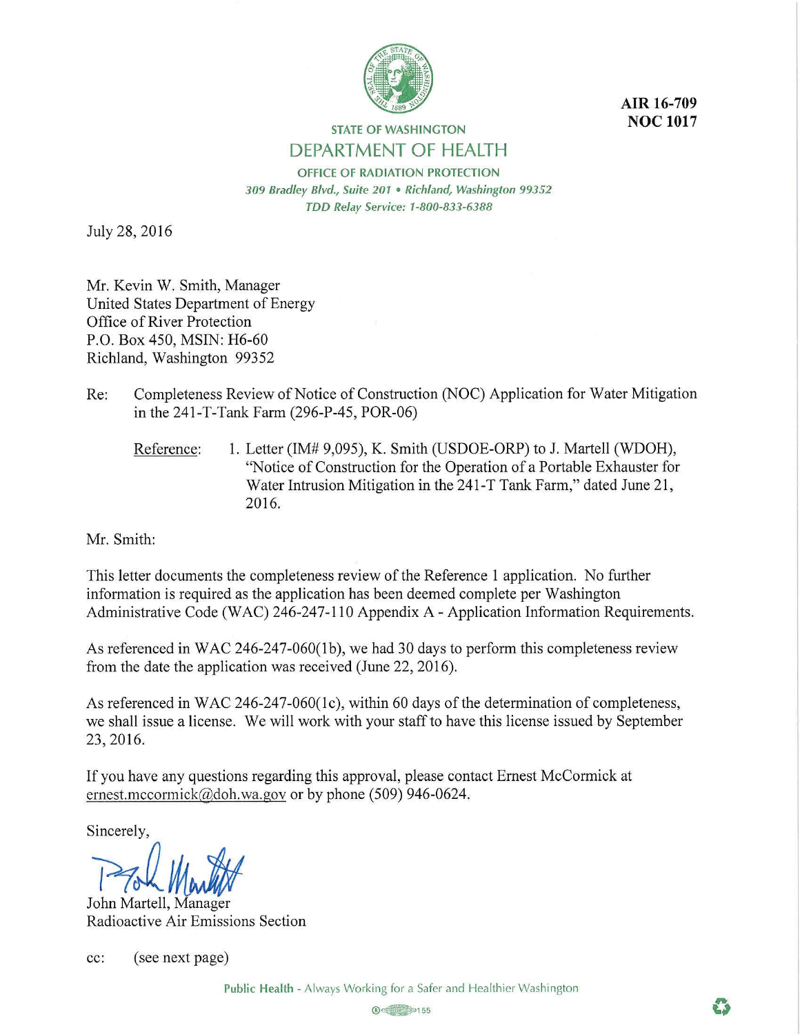AIR 16-709
NOC 1017

STATE OF WASHINGTON

# DEPARTMENT OF HEALTH

OFFICE OF RADIATION PROTECTION
*309 Bradley Blvd., Suite 201 • Richland, Washington 99352*
*TDD Relay Service: 1-800-833-6388*

July 28, 2016

Mr. Kevin W. Smith, Manager
United States Department of Energy
Office of River Protection
P.O. Box 450, MSIN: H6-60
Richland, Washington 99352

Re: Completeness Review of Notice of Construction (NOC) Application for Water Mitigation in the 241-T-Tank Farm (296-P-45, POR-06)

Reference: 1. Letter (IM# 9,095), K. Smith (USDOE-ORP) to J. Martell (WDOH), "Notice of Construction for the Operation of a Portable Exhauster for Water Intrusion Mitigation in the 241-T Tank Farm," dated June 21, 2016.

Mr. Smith:

This letter documents the completeness review of the Reference 1 application. No further information is required as the application has been deemed complete per Washington Administrative Code (WAC) 246-247-110 Appendix A - Application Information Requirements.

As referenced in WAC 246-247-060(1b), we had 30 days to perform this completeness review from the date the application was received (June 22, 2016).

As referenced in WAC 246-247-060(1c), within 60 days of the determination of completeness, we shall issue a license. We will work with your staff to have this license issued by September 23, 2016.

If you have any questions regarding this approval, please contact Ernest McCormick at ernest.mccormick@doh.wa.gov or by phone (509) 946-0624.

Sincerely,

John Martell, Manager
Radioactive Air Emissions Section

cc: (see next page)

Public Health - Always Working for a Safer and Healthier Washington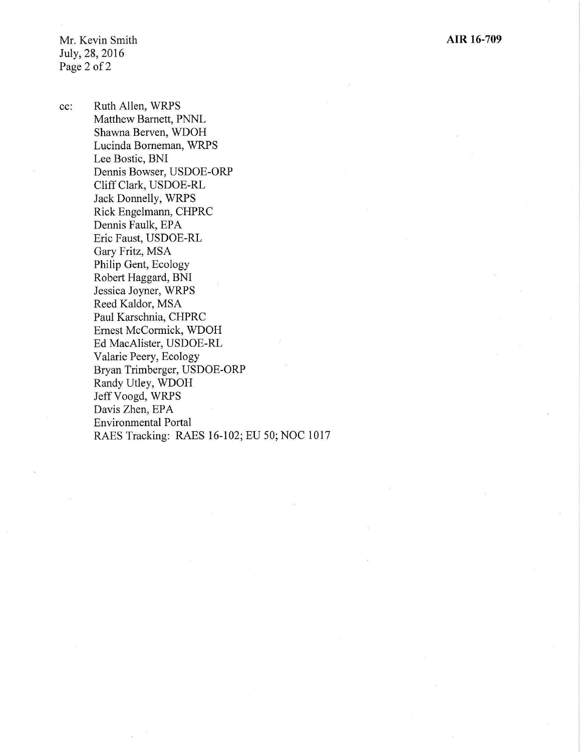cc:

Ruth Allen, WRPS
Matthew Barnett, PNNL
Shawna Berven, WDOH
Lucinda Borneman, WRPS
Lee Bostic, BNI
Dennis Bowser, USDOE-ORP
Cliff Clark, USDOE-RL
Jack Donnelly, WRPS
Rick Engelmann, CHPRC
Dennis Faulk, EPA
Eric Faust, USDOE-RL
Gary Fritz, MSA
Philip Gent, Ecology
Robert Haggard, BNI
Jessica Joyner, WRPS
Reed Kaldor, MSA
Paul Karschnia, CHPRC
Ernest McCormick, WDOH
Ed MacAlister, USDOE-RL
Valarie Peery, Ecology
Bryan Trimberger, USDOE-ORP
Randy Utley, WDOH
Jeff Voogd, WRPS
Davis Zhen, EPA
Environmental Portal
RAES Tracking: RAES 16-102; EU 50; NOC 1017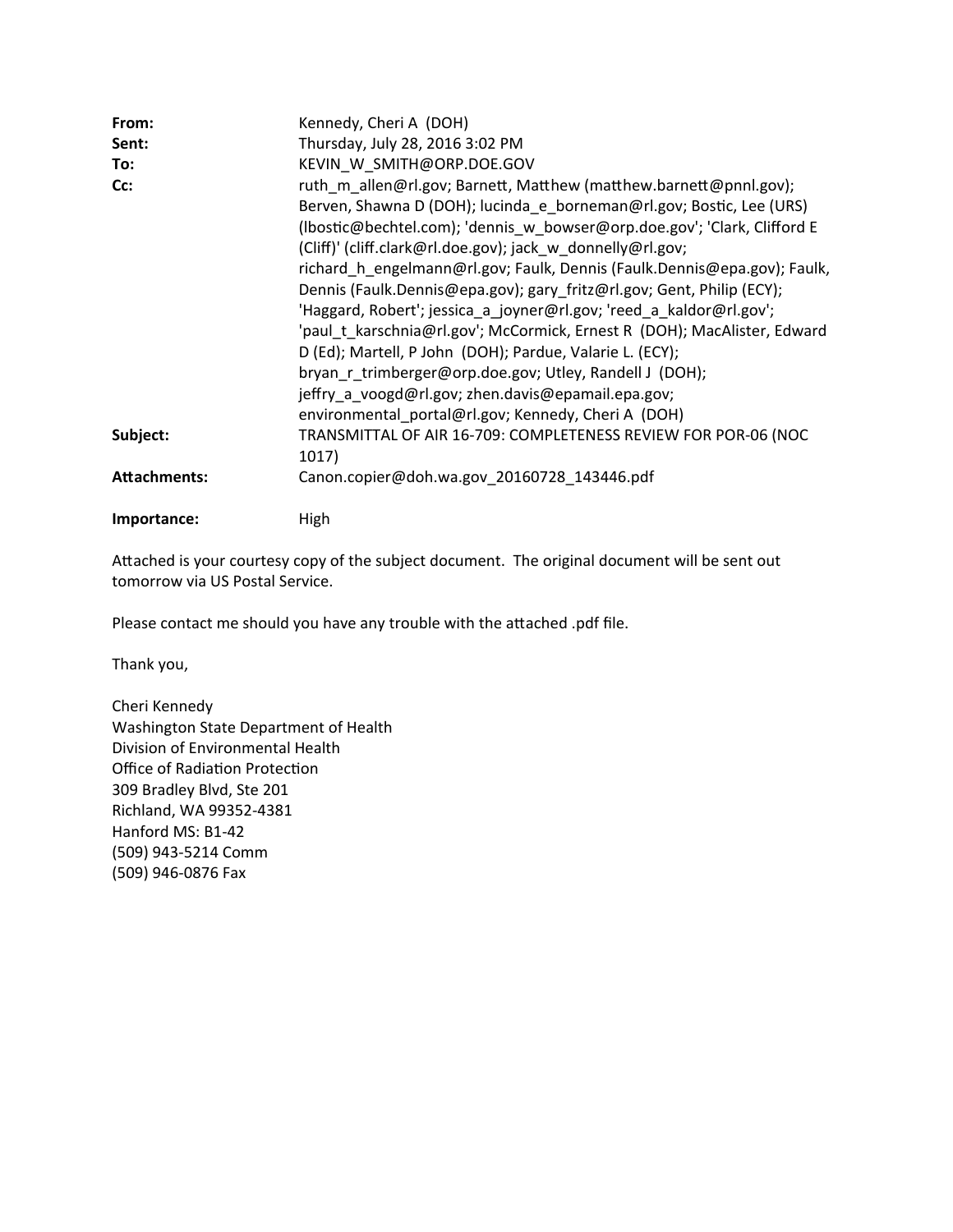**From:** Kennedy, Cheri A (DOH)
**Sent:** Thursday, July 28, 2016 3:02 PM
**To:** KEVIN_W_SMITH@ORP.DOE.GOV
**Cc:** ruth_m_allen@rl.gov; Barnett, Matthew (matthew.barnett@pnnl.gov); Berven, Shawna D (DOH); lucinda_e_borneman@rl.gov; Bostic, Lee (URS) (lbostic@bechtel.com); 'dennis_w_bowser@orp.doe.gov'; 'Clark, Clifford E (Cliff)' (cliff.clark@rl.doe.gov); jack_w_donnelly@rl.gov; richard_h_engelmann@rl.gov; Faulk, Dennis (Faulk.Dennis@epa.gov); Faulk, Dennis (Faulk.Dennis@epa.gov); gary_fritz@rl.gov; Gent, Philip (ECY); 'Haggard, Robert'; jessica_a_joyner@rl.gov; 'reed_a_kaldor@rl.gov'; 'paul_t_karschnia@rl.gov'; McCormick, Ernest R (DOH); MacAlister, Edward D (Ed); Martell, P John (DOH); Pardue, Valarie L. (ECY); bryan_r_trimberger@orp.doe.gov; Utley, Randell J (DOH); jeffry_a_voogd@rl.gov; zhen.davis@epamail.epa.gov; environmental_portal@rl.gov; Kennedy, Cheri A (DOH)
**Subject:** TRANSMITTAL OF AIR 16-709: COMPLETENESS REVIEW FOR POR-06 (NOC 1017)
**Attachments:** Canon.copier@doh.wa.gov_20160728_143446.pdf

**Importance:** High

Attached is your courtesy copy of the subject document. The original document will be sent out tomorrow via US Postal Service.

Please contact me should you have any trouble with the attached .pdf file.

Thank you,

Cheri Kennedy
Washington State Department of Health
Division of Environmental Health
Office of Radiation Protection
309 Bradley Blvd, Ste 201
Richland, WA 99352-4381
Hanford MS: B1-42
(509) 943-5214 Comm
(509) 946-0876 Fax